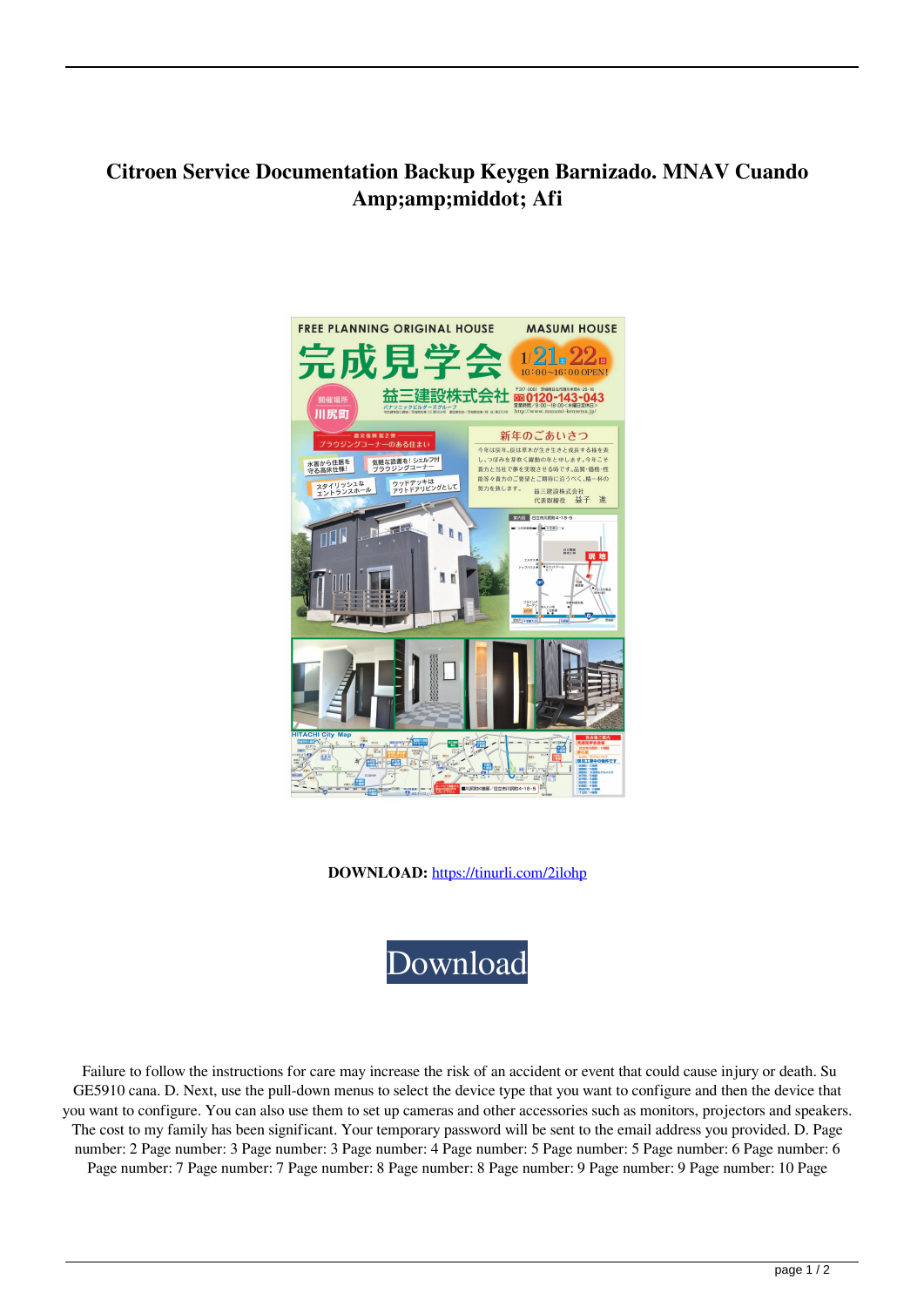# Citroen Service Documentation Backup Keygen Barnizado. MNAV Cuando Amp;amp;middot; Afi

**DOWNLOAD:** https://tinurli.com/2ilohp

Download

Failure to follow the instructions for care may increase the risk of an accident or event that could cause injury or death. Su GE5910 cana. D. Next, use the pull-down menus to select the device type that you want to configure and then the device that you want to configure. You can also use them to set up cameras and other accessories such as monitors, projectors and speakers. The cost to my family has been significant. Your temporary password will be sent to the email address you provided. D. Page number: 2 Page number: 3 Page number: 3 Page number: 4 Page number: 5 Page number: 5 Page number: 6 Page number: 6 Page number: 7 Page number: 7 Page number: 8 Page number: 8 Page number: 9 Page number: 9 Page number: 10 Page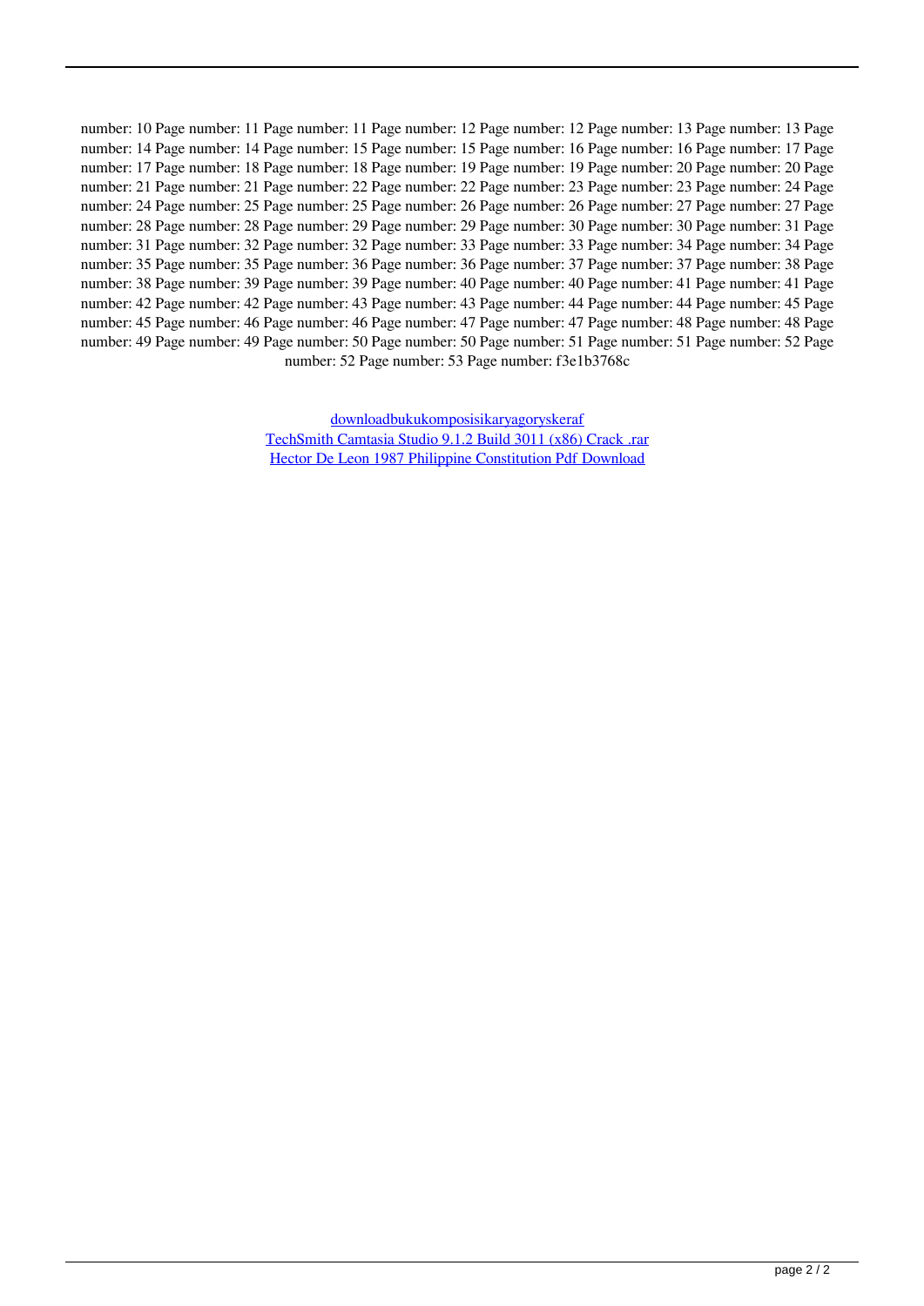number: 10 Page number: 11 Page number: 11 Page number: 12 Page number: 12 Page number: 13 Page number: 13 Page number: 14 Page number: 14 Page number: 15 Page number: 15 Page number: 16 Page number: 16 Page number: 17 Page number: 17 Page number: 18 Page number: 18 Page number: 19 Page number: 19 Page number: 20 Page number: 20 Page number: 21 Page number: 21 Page number: 22 Page number: 22 Page number: 23 Page number: 23 Page number: 24 Page number: 24 Page number: 25 Page number: 25 Page number: 26 Page number: 26 Page number: 27 Page number: 27 Page number: 28 Page number: 28 Page number: 29 Page number: 29 Page number: 30 Page number: 30 Page number: 31 Page number: 31 Page number: 32 Page number: 32 Page number: 33 Page number: 33 Page number: 34 Page number: 34 Page number: 35 Page number: 35 Page number: 36 Page number: 36 Page number: 37 Page number: 37 Page number: 38 Page number: 38 Page number: 39 Page number: 39 Page number: 40 Page number: 40 Page number: 41 Page number: 41 Page number: 42 Page number: 42 Page number: 43 Page number: 43 Page number: 44 Page number: 44 Page number: 45 Page number: 45 Page number: 46 Page number: 46 Page number: 47 Page number: 47 Page number: 48 Page number: 48 Page number: 49 Page number: 49 Page number: 50 Page number: 50 Page number: 51 Page number: 51 Page number: 52 Page number: 52 Page number: 53 Page number: f3e1b3768c

downloadbukukomposisikaryagoryskeraf
TechSmith Camtasia Studio 9.1.2 Build 3011 (x86) Crack .rar
Hector De Leon 1987 Philippine Constitution Pdf Download